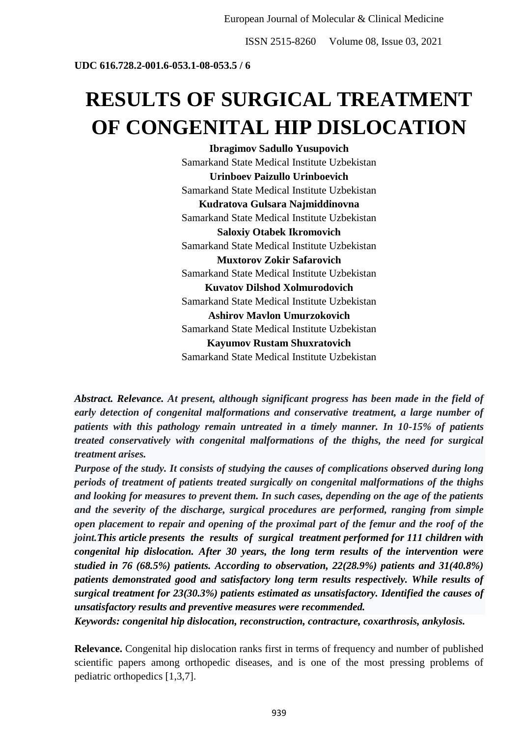**UDC 616.728.2-001.6-053.1-08-053.5 / 6**

# RESULTS OF SURGICAL TREATMENT OF CONGENITAL HIP DISLOCATION

**Ibragimov Sadullo Yusupovich**
Samarkand State Medical Institute Uzbekistan
**Urinboev Paizullo Urinboevich**
Samarkand State Medical Institute Uzbekistan
**Kudratova Gulsara Najmiddinovna**
Samarkand State Medical Institute Uzbekistan
**Saloxiy Otabek Ikromovich**
Samarkand State Medical Institute Uzbekistan
**Muxtorov Zokir Safarovich**
Samarkand State Medical Institute Uzbekistan
**Kuvatov Dilshod Xolmurodovich**
Samarkand State Medical Institute Uzbekistan
**Ashirov Mavlon Umurzokovich**
Samarkand State Medical Institute Uzbekistan
**Kayumov Rustam Shuxratovich**
Samarkand State Medical Institute Uzbekistan

***Abstract. Relevance.** At present, although significant progress has been made in the field of early detection of congenital malformations and conservative treatment, a large number of patients with this pathology remain untreated in a timely manner. In 10-15% of patients treated conservatively with congenital malformations of the thighs, the need for surgical treatment arises.*

***Purpose of the study.** It consists of studying the causes of complications observed during long periods of treatment of patients treated surgically on congenital malformations of the thighs and looking for measures to prevent them. In such cases, depending on the age of the patients and the severity of the discharge, surgical procedures are performed, ranging from simple open placement to repair and opening of the proximal part of the femur and the roof of the joint. This article presents the results of surgical treatment performed for 111 children with congenital hip dislocation. After 30 years, the long term results of the intervention were studied in 76 (68.5%) patients. According to observation, 22(28.9%) patients and 31(40.8%) patients demonstrated good and satisfactory long term results respectively. While results of surgical treatment for 23(30.3%) patients estimated as unsatisfactory. Identified the causes of unsatisfactory results and preventive measures were recommended.*

***Keywords:** congenital hip dislocation, reconstruction, contracture, coxarthrosis, ankylosis.*

**Relevance.** Congenital hip dislocation ranks first in terms of frequency and number of published scientific papers among orthopedic diseases, and is one of the most pressing problems of pediatric orthopedics [1,3,7].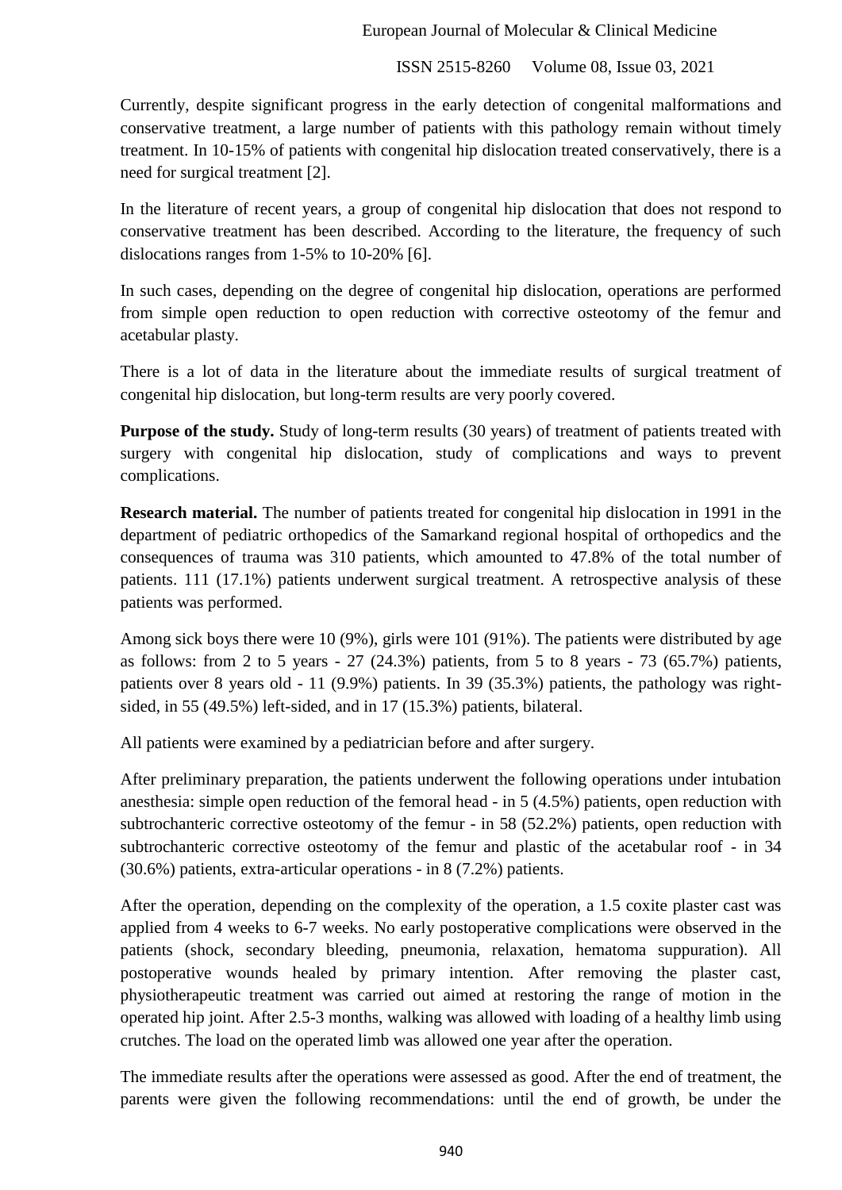Currently, despite significant progress in the early detection of congenital malformations and conservative treatment, a large number of patients with this pathology remain without timely treatment. In 10-15% of patients with congenital hip dislocation treated conservatively, there is a need for surgical treatment [2].

In the literature of recent years, a group of congenital hip dislocation that does not respond to conservative treatment has been described. According to the literature, the frequency of such dislocations ranges from 1-5% to 10-20% [6].

In such cases, depending on the degree of congenital hip dislocation, operations are performed from simple open reduction to open reduction with corrective osteotomy of the femur and acetabular plasty.

There is a lot of data in the literature about the immediate results of surgical treatment of congenital hip dislocation, but long-term results are very poorly covered.

**Purpose of the study.** Study of long-term results (30 years) of treatment of patients treated with surgery with congenital hip dislocation, study of complications and ways to prevent complications.

**Research material.** The number of patients treated for congenital hip dislocation in 1991 in the department of pediatric orthopedics of the Samarkand regional hospital of orthopedics and the consequences of trauma was 310 patients, which amounted to 47.8% of the total number of patients. 111 (17.1%) patients underwent surgical treatment. A retrospective analysis of these patients was performed.

Among sick boys there were 10 (9%), girls were 101 (91%). The patients were distributed by age as follows: from 2 to 5 years - 27 (24.3%) patients, from 5 to 8 years - 73 (65.7%) patients, patients over 8 years old - 11 (9.9%) patients. In 39 (35.3%) patients, the pathology was right-sided, in 55 (49.5%) left-sided, and in 17 (15.3%) patients, bilateral.

All patients were examined by a pediatrician before and after surgery.

After preliminary preparation, the patients underwent the following operations under intubation anesthesia: simple open reduction of the femoral head - in 5 (4.5%) patients, open reduction with subtrochanteric corrective osteotomy of the femur - in 58 (52.2%) patients, open reduction with subtrochanteric corrective osteotomy of the femur and plastic of the acetabular roof - in 34 (30.6%) patients, extra-articular operations - in 8 (7.2%) patients.

After the operation, depending on the complexity of the operation, a 1.5 coxite plaster cast was applied from 4 weeks to 6-7 weeks. No early postoperative complications were observed in the patients (shock, secondary bleeding, pneumonia, relaxation, hematoma suppuration). All postoperative wounds healed by primary intention. After removing the plaster cast, physiotherapeutic treatment was carried out aimed at restoring the range of motion in the operated hip joint. After 2.5-3 months, walking was allowed with loading of a healthy limb using crutches. The load on the operated limb was allowed one year after the operation.

The immediate results after the operations were assessed as good. After the end of treatment, the parents were given the following recommendations: until the end of growth, be under the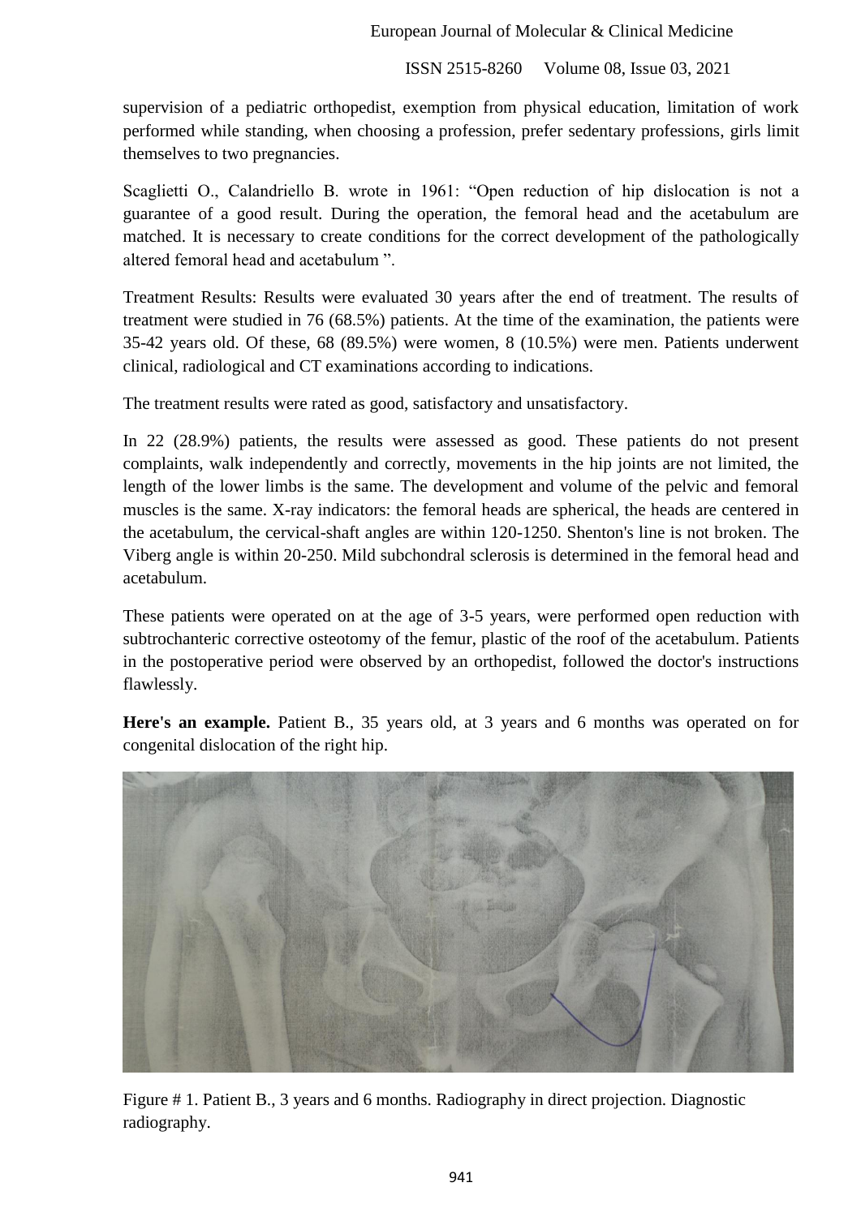supervision of a pediatric orthopedist, exemption from physical education, limitation of work performed while standing, when choosing a profession, prefer sedentary professions, girls limit themselves to two pregnancies.

Scaglietti O., Calandriello B. wrote in 1961: "Open reduction of hip dislocation is not a guarantee of a good result. During the operation, the femoral head and the acetabulum are matched. It is necessary to create conditions for the correct development of the pathologically altered femoral head and acetabulum ".

Treatment Results: Results were evaluated 30 years after the end of treatment. The results of treatment were studied in 76 (68.5%) patients. At the time of the examination, the patients were 35-42 years old. Of these, 68 (89.5%) were women, 8 (10.5%) were men. Patients underwent clinical, radiological and CT examinations according to indications.

The treatment results were rated as good, satisfactory and unsatisfactory.

In 22 (28.9%) patients, the results were assessed as good. These patients do not present complaints, walk independently and correctly, movements in the hip joints are not limited, the length of the lower limbs is the same. The development and volume of the pelvic and femoral muscles is the same. X-ray indicators: the femoral heads are spherical, the heads are centered in the acetabulum, the cervical-shaft angles are within 120-1250. Shenton's line is not broken. The Viberg angle is within 20-250. Mild subchondral sclerosis is determined in the femoral head and acetabulum.

These patients were operated on at the age of 3-5 years, were performed open reduction with subtrochanteric corrective osteotomy of the femur, plastic of the roof of the acetabulum. Patients in the postoperative period were observed by an orthopedist, followed the doctor's instructions flawlessly.

**Here's an example.** Patient B., 35 years old, at 3 years and 6 months was operated on for congenital dislocation of the right hip.

Figure # 1. Patient B., 3 years and 6 months. Radiography in direct projection. Diagnostic radiography.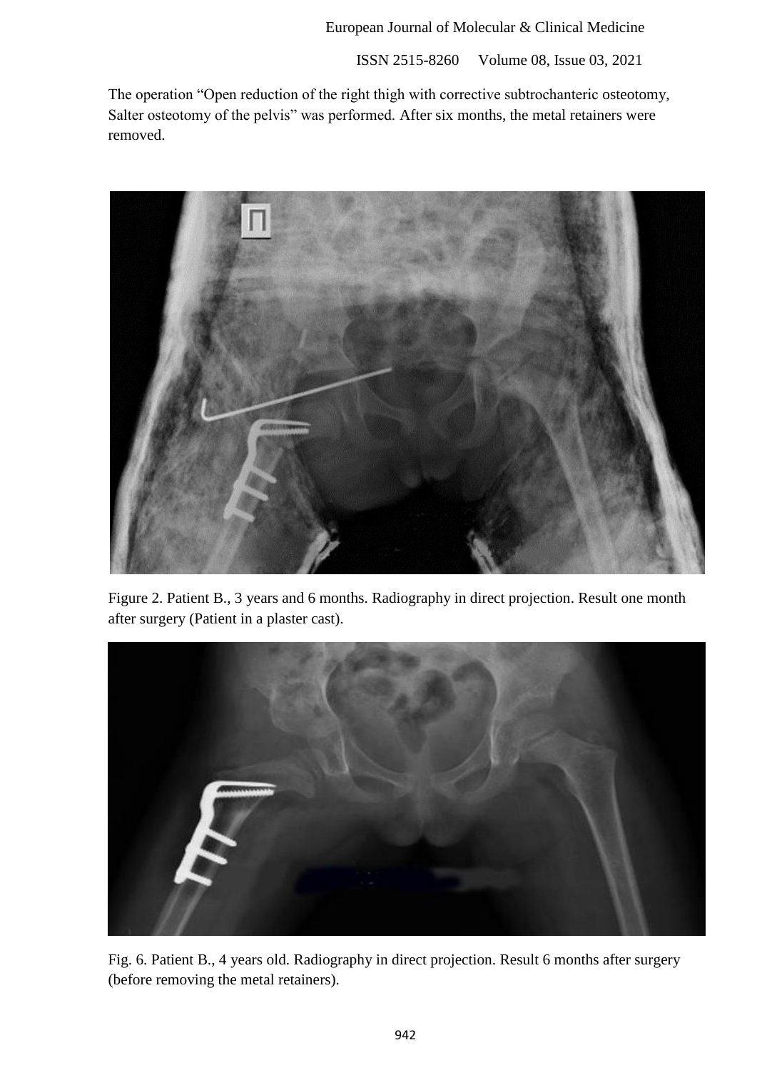The operation "Open reduction of the right thigh with corrective subtrochanteric osteotomy, Salter osteotomy of the pelvis" was performed. After six months, the metal retainers were removed.

Figure 2. Patient B., 3 years and 6 months. Radiography in direct projection. Result one month after surgery (Patient in a plaster cast).

Fig. 6. Patient B., 4 years old. Radiography in direct projection. Result 6 months after surgery (before removing the metal retainers).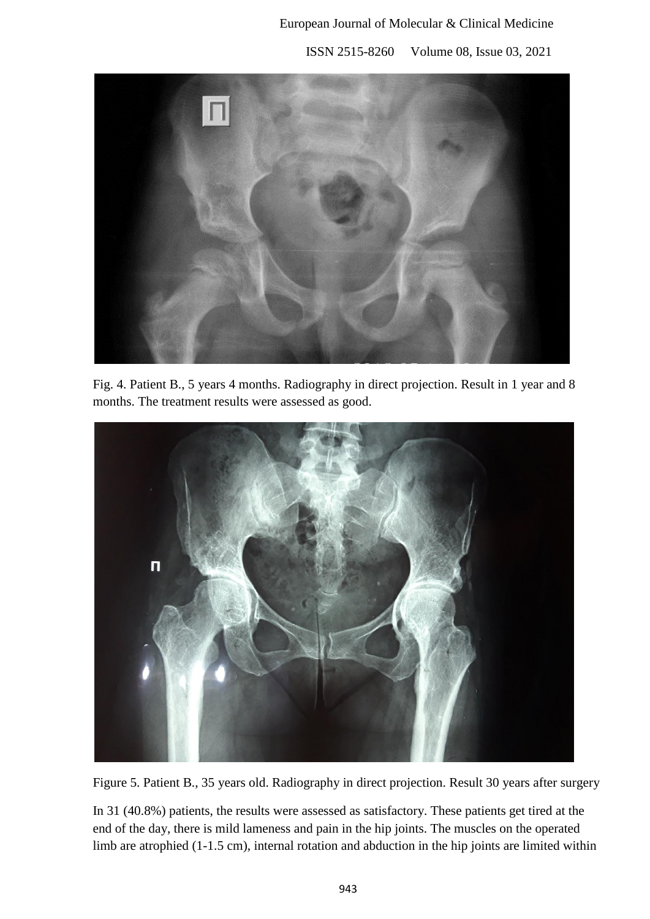Fig. 4. Patient B., 5 years 4 months. Radiography in direct projection. Result in 1 year and 8 months. The treatment results were assessed as good.

Figure 5. Patient B., 35 years old. Radiography in direct projection. Result 30 years after surgery

In 31 (40.8%) patients, the results were assessed as satisfactory. These patients get tired at the end of the day, there is mild lameness and pain in the hip joints. The muscles on the operated limb are atrophied (1-1.5 cm), internal rotation and abduction in the hip joints are limited within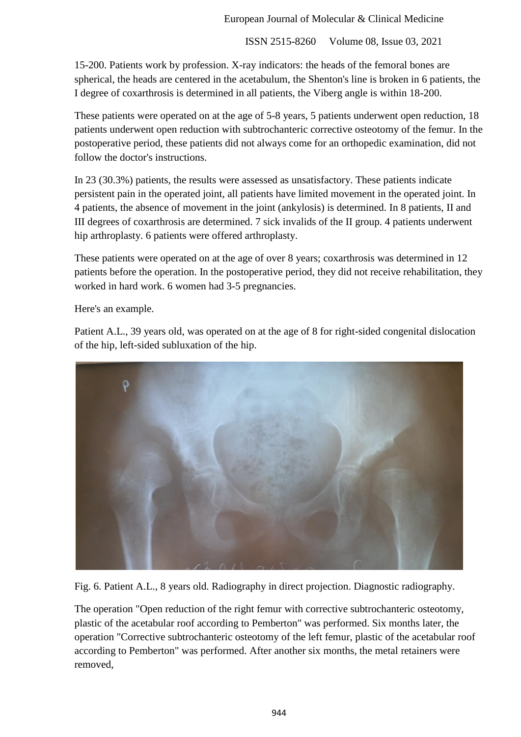15-200. Patients work by profession. X-ray indicators: the heads of the femoral bones are spherical, the heads are centered in the acetabulum, the Shenton's line is broken in 6 patients, the I degree of coxarthrosis is determined in all patients, the Viberg angle is within 18-200.

These patients were operated on at the age of 5-8 years, 5 patients underwent open reduction, 18 patients underwent open reduction with subtrochanteric corrective osteotomy of the femur. In the postoperative period, these patients did not always come for an orthopedic examination, did not follow the doctor's instructions.

In 23 (30.3%) patients, the results were assessed as unsatisfactory. These patients indicate persistent pain in the operated joint, all patients have limited movement in the operated joint. In 4 patients, the absence of movement in the joint (ankylosis) is determined. In 8 patients, II and III degrees of coxarthrosis are determined. 7 sick invalids of the II group. 4 patients underwent hip arthroplasty. 6 patients were offered arthroplasty.

These patients were operated on at the age of over 8 years; coxarthrosis was determined in 12 patients before the operation. In the postoperative period, they did not receive rehabilitation, they worked in hard work. 6 women had 3-5 pregnancies.

Here's an example.

Patient A.L., 39 years old, was operated on at the age of 8 for right-sided congenital dislocation of the hip, left-sided subluxation of the hip.

Fig. 6. Patient A.L., 8 years old. Radiography in direct projection. Diagnostic radiography.

The operation "Open reduction of the right femur with corrective subtrochanteric osteotomy, plastic of the acetabular roof according to Pemberton" was performed. Six months later, the operation "Corrective subtrochanteric osteotomy of the left femur, plastic of the acetabular roof according to Pemberton" was performed. After another six months, the metal retainers were removed,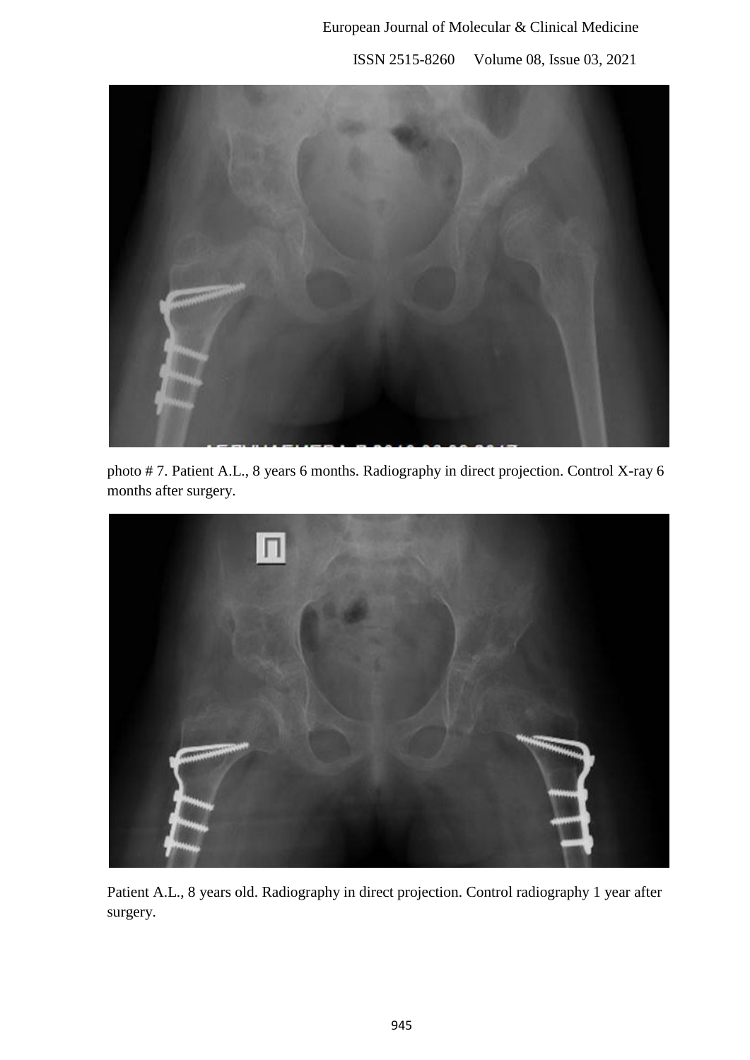photo # 7. Patient A.L., 8 years 6 months. Radiography in direct projection. Control X-ray 6 months after surgery.

Patient A.L., 8 years old. Radiography in direct projection. Control radiography 1 year after surgery.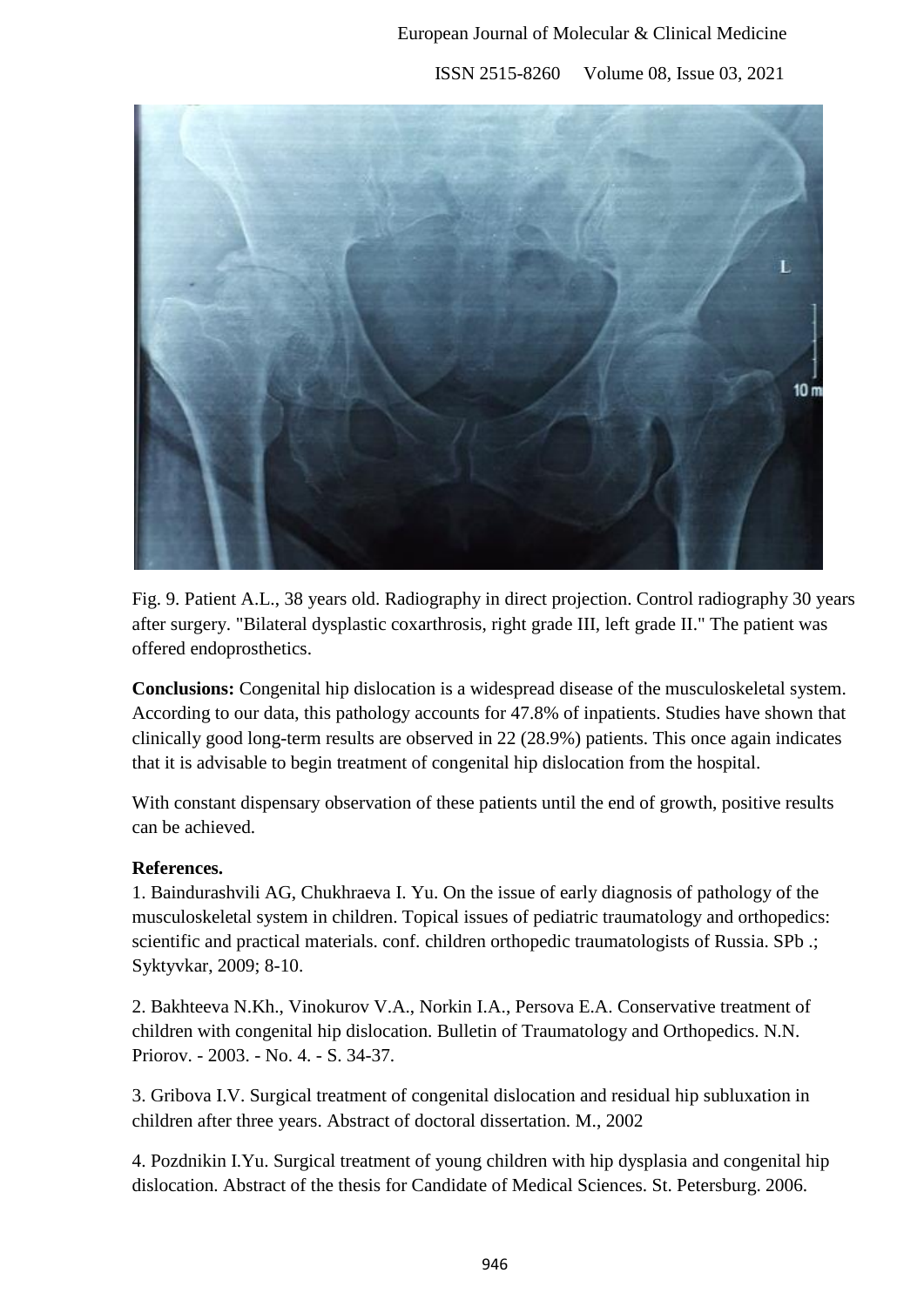Fig. 9. Patient A.L., 38 years old. Radiography in direct projection. Control radiography 30 years after surgery. "Bilateral dysplastic coxarthrosis, right grade III, left grade II." The patient was offered endoprosthetics.

**Conclusions:** Congenital hip dislocation is a widespread disease of the musculoskeletal system. According to our data, this pathology accounts for 47.8% of inpatients. Studies have shown that clinically good long-term results are observed in 22 (28.9%) patients. This once again indicates that it is advisable to begin treatment of congenital hip dislocation from the hospital.

With constant dispensary observation of these patients until the end of growth, positive results can be achieved.

**References.**

1. Baindurashvili AG, Chukhraeva I. Yu. On the issue of early diagnosis of pathology of the musculoskeletal system in children. Topical issues of pediatric traumatology and orthopedics: scientific and practical materials. conf. children orthopedic traumatologists of Russia. SPb .; Syktyvkar, 2009; 8-10.

2. Bakhteeva N.Kh., Vinokurov V.A., Norkin I.A., Persova E.A. Conservative treatment of children with congenital hip dislocation. Bulletin of Traumatology and Orthopedics. N.N. Priorov. - 2003. - No. 4. - S. 34-37.

3. Gribova I.V. Surgical treatment of congenital dislocation and residual hip subluxation in children after three years. Abstract of doctoral dissertation. M., 2002

4. Pozdnikin I.Yu. Surgical treatment of young children with hip dysplasia and congenital hip dislocation. Abstract of the thesis for Candidate of Medical Sciences. St. Petersburg. 2006.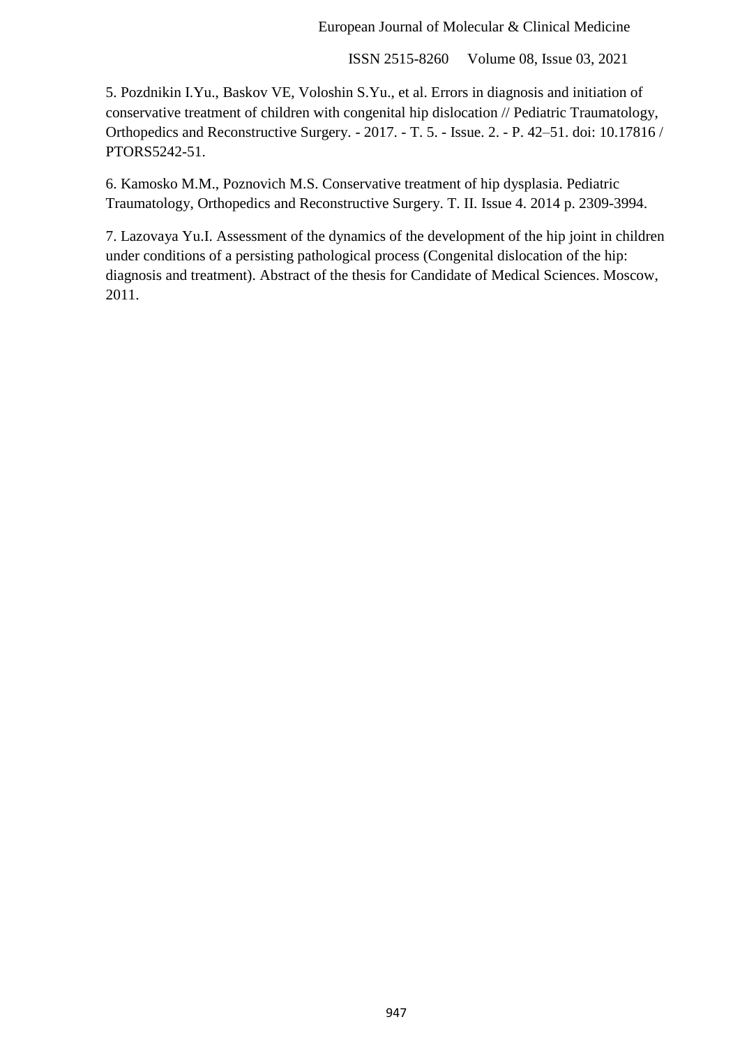5. Pozdnikin I.Yu., Baskov VE, Voloshin S.Yu., et al. Errors in diagnosis and initiation of conservative treatment of children with congenital hip dislocation // Pediatric Traumatology, Orthopedics and Reconstructive Surgery. - 2017. - T. 5. - Issue. 2. - P. 42–51. doi: 10.17816 / PTORS5242-51.

6. Kamosko M.M., Poznovich M.S. Conservative treatment of hip dysplasia. Pediatric Traumatology, Orthopedics and Reconstructive Surgery. T. II. Issue 4. 2014 p. 2309-3994.

7. Lazovaya Yu.I. Assessment of the dynamics of the development of the hip joint in children under conditions of a persisting pathological process (Congenital dislocation of the hip: diagnosis and treatment). Abstract of the thesis for Candidate of Medical Sciences. Moscow, 2011.